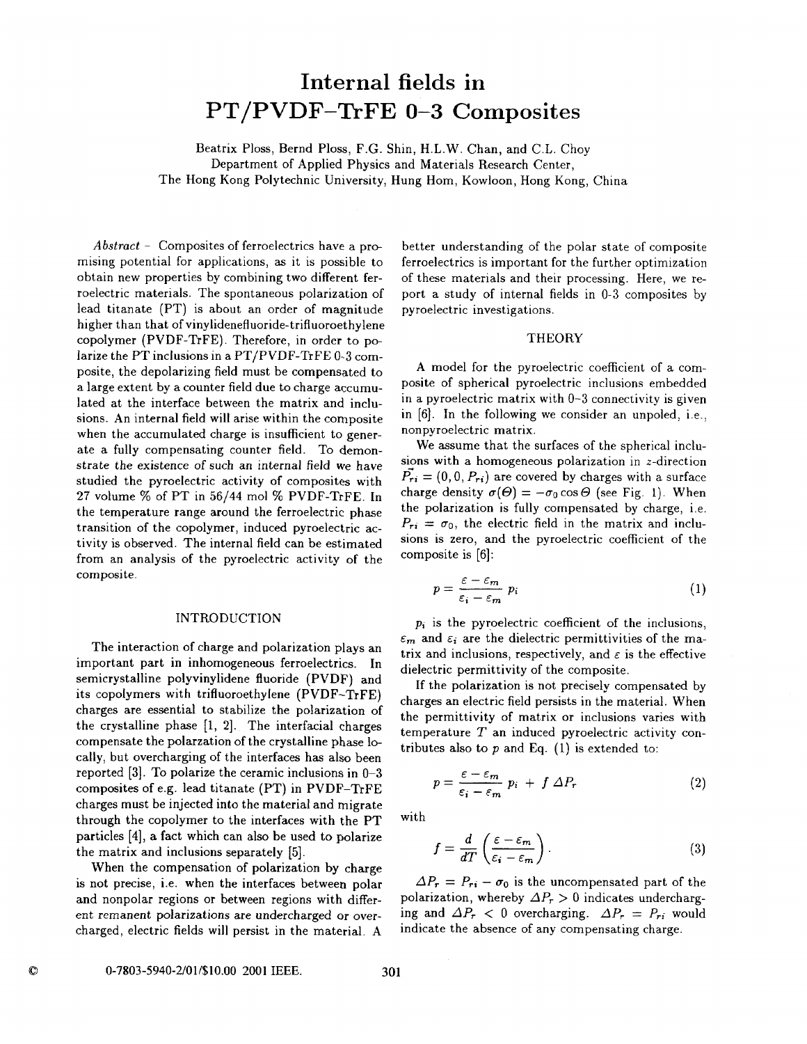# Internal fields in PT/PVDF–TrFE 0–3 Composites

Beatrix Ploss, Bernd Ploss, F.G. Shin, H.L.W. Chan, and C.L. Choy
Department of Applied Physics and Materials Research Center,
The Hong Kong Polytechnic University, Hung Hom, Kowloon, Hong Kong, China

*Abstract* – Composites of ferroelectrics have a promising potential for applications, as it is possible to obtain new properties by combining two different ferroelectric materials. The spontaneous polarization of lead titanate (PT) is about an order of magnitude higher than that of vinylidenefluoride-trifluoroethylene copolymer (PVDF-TrFE). Therefore, in order to polarize the PT inclusions in a PT/PVDF-TrFE 0-3 composite, the depolarizing field must be compensated to a large extent by a counter field due to charge accumulated at the interface between the matrix and inclusions. An internal field will arise within the composite when the accumulated charge is insufficient to generate a fully compensating counter field. To demonstrate the existence of such an internal field we have studied the pyroelectric activity of composites with 27 volume % of PT in 56/44 mol % PVDF-TrFE. In the temperature range around the ferroelectric phase transition of the copolymer, induced pyroelectric activity is observed. The internal field can be estimated from an analysis of the pyroelectric activity of the composite.

## INTRODUCTION

The interaction of charge and polarization plays an important part in inhomogeneous ferroelectrics. In semicrystalline polyvinylidene fluoride (PVDF) and its copolymers with trifluoroethylene (PVDF–TrFE) charges are essential to stabilize the polarization of the crystalline phase [1, 2]. The interfacial charges compensate the polarzation of the crystalline phase locally, but overcharging of the interfaces has also been reported [3]. To polarize the ceramic inclusions in 0–3 composites of e.g. lead titanate (PT) in PVDF–TrFE charges must be injected into the material and migrate through the copolymer to the interfaces with the PT particles [4], a fact which can also be used to polarize the matrix and inclusions separately [5].

When the compensation of polarization by charge is not precise, i.e. when the interfaces between polar and nonpolar regions or between regions with different remanent polarizations are undercharged or overcharged, electric fields will persist in the material. A better understanding of the polar state of composite ferroelectrics is important for the further optimization of these materials and their processing. Here, we report a study of internal fields in 0-3 composites by pyroelectric investigations.

## THEORY

A model for the pyroelectric coefficient of a composite of spherical pyroelectric inclusions embedded in a pyroelectric matrix with 0–3 connectivity is given in [6]. In the following we consider an unpoled, i.e., nonpyroelectric matrix.

We assume that the surfaces of the spherical inclusions with a homogeneous polarization in $z$-direction $\vec{P_{ri}} = (0, 0, P_{ri})$ are covered by charges with a surface charge density $\sigma(\Theta) = -\sigma_0 \cos\Theta$ (see Fig. 1). When the polarization is fully compensated by charge, i.e. $P_{ri} = \sigma_0$, the electric field in the matrix and inclusions is zero, and the pyroelectric coefficient of the composite is [6]:

$$p = \frac{\varepsilon - \varepsilon_m}{\varepsilon_i - \varepsilon_m}\, p_i \tag{1}$$

$p_i$ is the pyroelectric coefficient of the inclusions, $\varepsilon_m$ and $\varepsilon_i$ are the dielectric permittivities of the matrix and inclusions, respectively, and $\varepsilon$ is the effective dielectric permittivity of the composite.

If the polarization is not precisely compensated by charges an electric field persists in the material. When the permittivity of matrix or inclusions varies with temperature $T$ an induced pyroelectric activity contributes also to $p$ and Eq. (1) is extended to:

$$p = \frac{\varepsilon - \varepsilon_m}{\varepsilon_i - \varepsilon_m}\, p_i \;+\; f\,\Delta P_r \tag{2}$$

with

$$f = \frac{d}{dT}\left(\frac{\varepsilon - \varepsilon_m}{\varepsilon_i - \varepsilon_m}\right). \tag{3}$$

$\Delta P_r = P_{ri} - \sigma_0$ is the uncompensated part of the polarization, whereby $\Delta P_r > 0$ indicates undercharging and $\Delta P_r < 0$ overcharging. $\Delta P_r = P_{ri}$ would indicate the absence of any compensating charge.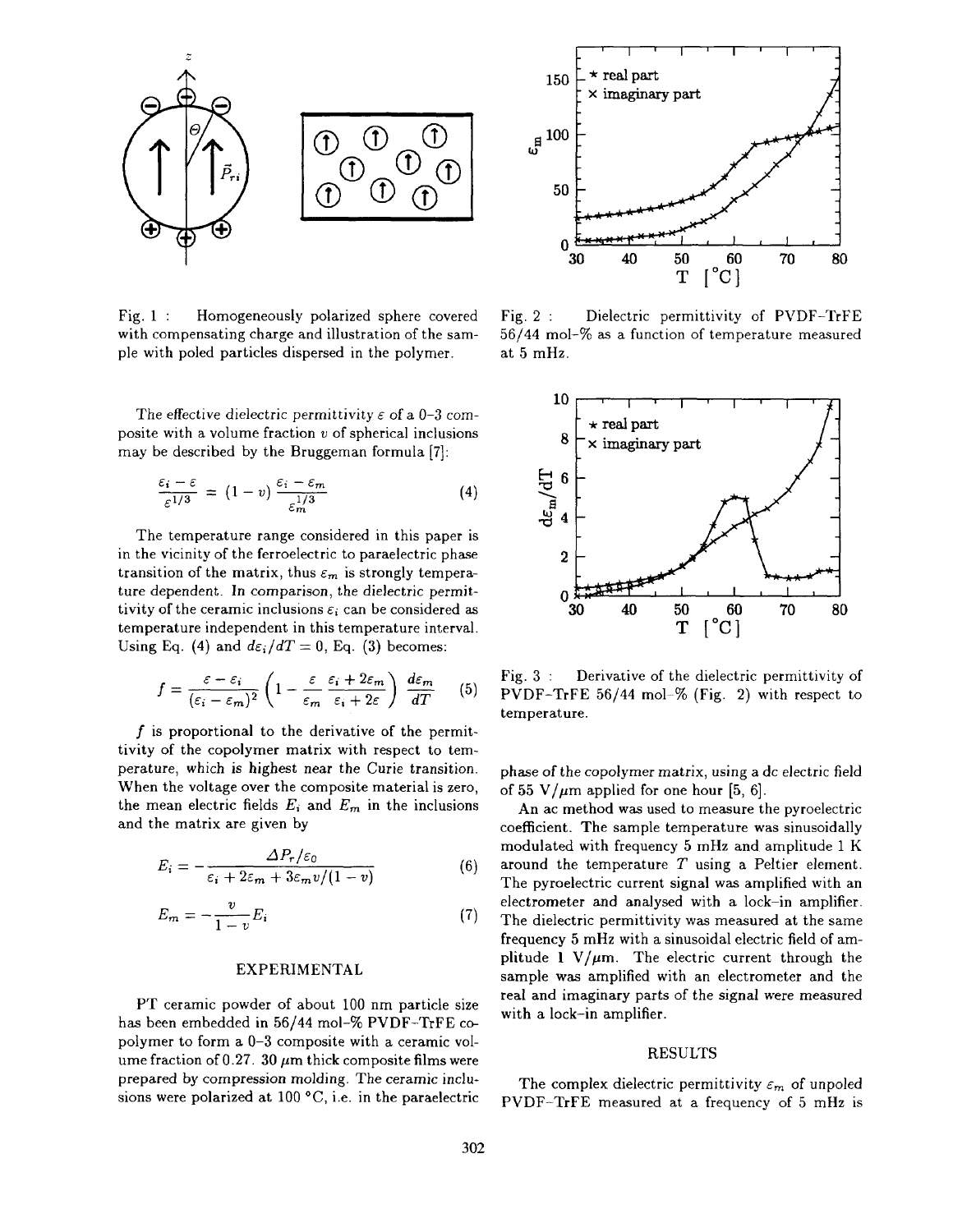Fig. 1 : Homogeneously polarized sphere covered with compensating charge and illustration of the sample with poled particles dispersed in the polymer.

Fig. 2 : Dielectric permittivity of PVDF–TrFE 56/44 mol-% as a function of temperature measured at 5 mHz.

The effective dielectric permittivity $\varepsilon$ of a 0–3 composite with a volume fraction $v$ of spherical inclusions may be described by the Bruggeman formula [7]:

$$\frac{\varepsilon_i - \varepsilon}{\varepsilon^{1/3}} = (1 - v)\,\frac{\varepsilon_i - \varepsilon_m}{\varepsilon_m^{1/3}} \tag{4}$$

The temperature range considered in this paper is in the vicinity of the ferroelectric to paraelectric phase transition of the matrix, thus $\varepsilon_m$ is strongly temperature dependent. In comparison, the dielectric permittivity of the ceramic inclusions $\varepsilon_i$ can be considered as temperature independent in this temperature interval. Using Eq. (4) and $d\varepsilon_i/dT = 0$, Eq. (3) becomes:

$$f = \frac{\varepsilon - \varepsilon_i}{(\varepsilon_i - \varepsilon_m)^2}\left(1 - \frac{\varepsilon}{\varepsilon_m}\,\frac{\varepsilon_i + 2\varepsilon_m}{\varepsilon_i + 2\varepsilon}\right)\frac{d\varepsilon_m}{dT} \tag{5}$$

$f$ is proportional to the derivative of the permittivity of the copolymer matrix with respect to temperature, which is highest near the Curie transition. When the voltage over the composite material is zero, the mean electric fields $E_i$ and $E_m$ in the inclusions and the matrix are given by

$$E_i = -\frac{\Delta P_r/\varepsilon_0}{\varepsilon_i + 2\varepsilon_m + 3\varepsilon_m v/(1-v)} \tag{6}$$

$$E_m = -\frac{v}{1-v}E_i \tag{7}$$

## EXPERIMENTAL

PT ceramic powder of about 100 nm particle size has been embedded in 56/44 mol-% PVDF–TrFE copolymer to form a 0–3 composite with a ceramic volume fraction of 0.27. 30 $\mu$m thick composite films were prepared by compression molding. The ceramic inclusions were polarized at 100 °C, i.e. in the paraelectric phase of the copolymer matrix, using a dc electric field of 55 V/$\mu$m applied for one hour [5, 6].

An ac method was used to measure the pyroelectric coefficient. The sample temperature was sinusoidally modulated with frequency 5 mHz and amplitude 1 K around the temperature $T$ using a Peltier element. The pyroelectric current signal was amplified with an electrometer and analysed with a lock-in amplifier. The dielectric permittivity was measured at the same frequency 5 mHz with a sinusoidal electric field of amplitude 1 V/$\mu$m. The electric current through the sample was amplified with an electrometer and the real and imaginary parts of the signal were measured with a lock-in amplifier.

Fig. 3 : Derivative of the dielectric permittivity of PVDF–TrFE 56/44 mol-% (Fig. 2) with respect to temperature.

## RESULTS

The complex dielectric permittivity $\varepsilon_m$ of unpoled PVDF–TrFE measured at a frequency of 5 mHz is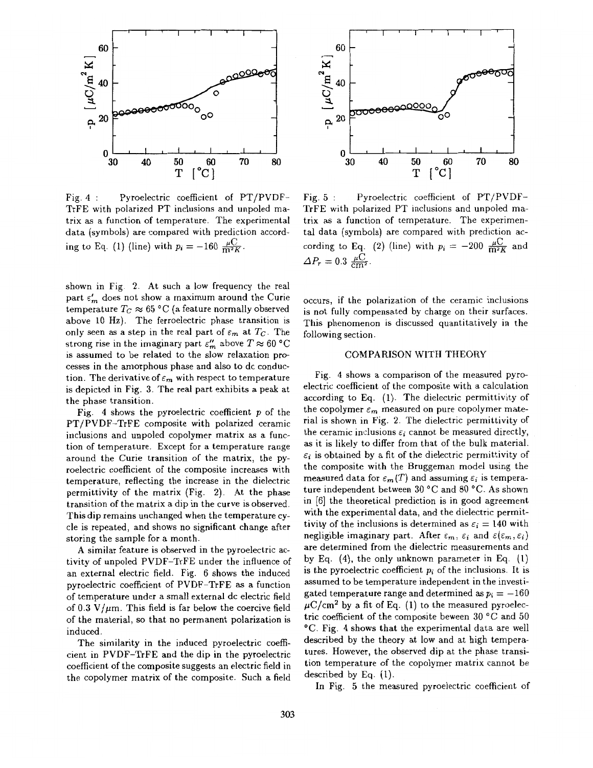Fig. 4 : Pyroelectric coefficient of PT/PVDF–TrFE with polarized PT inclusions and unpoled matrix as a function of temperature. The experimental data (symbols) are compared with prediction according to Eq. (1) (line) with $p_i = -160 \frac{\mu C}{m^2 K}$.

Fig. 5 : Pyroelectric coefficient of PT/PVDF–TrFE with polarized PT inclusions and unpoled matrix as a function of temperature. The experimental data (symbols) are compared with prediction according to Eq. (2) (line) with $p_i = -200 \frac{\mu C}{m^2 K}$ and $\Delta P_r = 0.3 \frac{\mu C}{cm^2}$.

shown in Fig. 2. At such a low frequency the real part $\varepsilon'_m$ does not show a maximum around the Curie temperature $T_C \approx 65$ °C (a feature normally observed above 10 Hz). The ferroelectric phase transition is only seen as a step in the real part of $\varepsilon_m$ at $T_C$. The strong rise in the imaginary part $\varepsilon''_m$ above $T \approx 60$ °C is assumed to be related to the slow relaxation processes in the amorphous phase and also to dc conduction. The derivative of $\varepsilon_m$ with respect to temperature is depicted in Fig. 3. The real part exhibits a peak at the phase transition.

Fig. 4 shows the pyroelectric coefficient $p$ of the PT/PVDF–TrFE composite with polarized ceramic inclusions and unpoled copolymer matrix as a function of temperature. Except for a temperature range around the Curie transition of the matrix, the pyroelectric coefficient of the composite increases with temperature, reflecting the increase in the dielectric permittivity of the matrix (Fig. 2). At the phase transition of the matrix a dip in the curve is observed. This dip remains unchanged when the temperature cycle is repeated, and shows no significant change after storing the sample for a month.

A similar feature is observed in the pyroelectric activity of unpoled PVDF–TrFE under the influence of an external electric field. Fig. 6 shows the induced pyroelectric coefficient of PVDF–TrFE as a function of temperature under a small external dc electric field of 0.3 V/$\mu$m. This field is far below the coercive field of the material, so that no permanent polarization is induced.

The similarity in the induced pyroelectric coefficient in PVDF–TrFE and the dip in the pyroelectric coefficient of the composite suggests an electric field in the copolymer matrix of the composite. Such a field occurs, if the polarization of the ceramic inclusions is not fully compensated by charge on their surfaces. This phenomenon is discussed quantitatively in the following section.

## COMPARISON WITH THEORY

Fig. 4 shows a comparison of the measured pyroelectric coefficient of the composite with a calculation according to Eq. (1). The dielectric permittivity of the copolymer $\varepsilon_m$ measured on pure copolymer material is shown in Fig. 2. The dielectric permittivity of the ceramic inclusions $\varepsilon_i$ cannot be measured directly, as it is likely to differ from that of the bulk material. $\varepsilon_i$ is obtained by a fit of the dielectric permittivity of the composite with the Bruggeman model using the measured data for $\varepsilon_m(T)$ and assuming $\varepsilon_i$ is temperature independent between 30 °C and 80 °C. As shown in [6] the theoretical prediction is in good agreement with the experimental data, and the dielectric permittivity of the inclusions is determined as $\varepsilon_i = 140$ with negligible imaginary part. After $\varepsilon_m$, $\varepsilon_i$ and $\varepsilon(\varepsilon_m, \varepsilon_i)$ are determined from the dielectric measurements and by Eq. (4), the only unknown parameter in Eq. (1) is the pyroelectric coefficient $p_i$ of the inclusions. It is assumed to be temperature independent in the investigated temperature range and determined as $p_i = -160$ $\mu$C/cm$^2$ by a fit of Eq. (1) to the measured pyroelectric coefficient of the composite beween 30 °C and 50 °C. Fig. 4 shows that the experimental data are well described by the theory at low and at high temperatures. However, the observed dip at the phase transition temperature of the copolymer matrix cannot be described by Eq. (1).

In Fig. 5 the measured pyroelectric coefficient of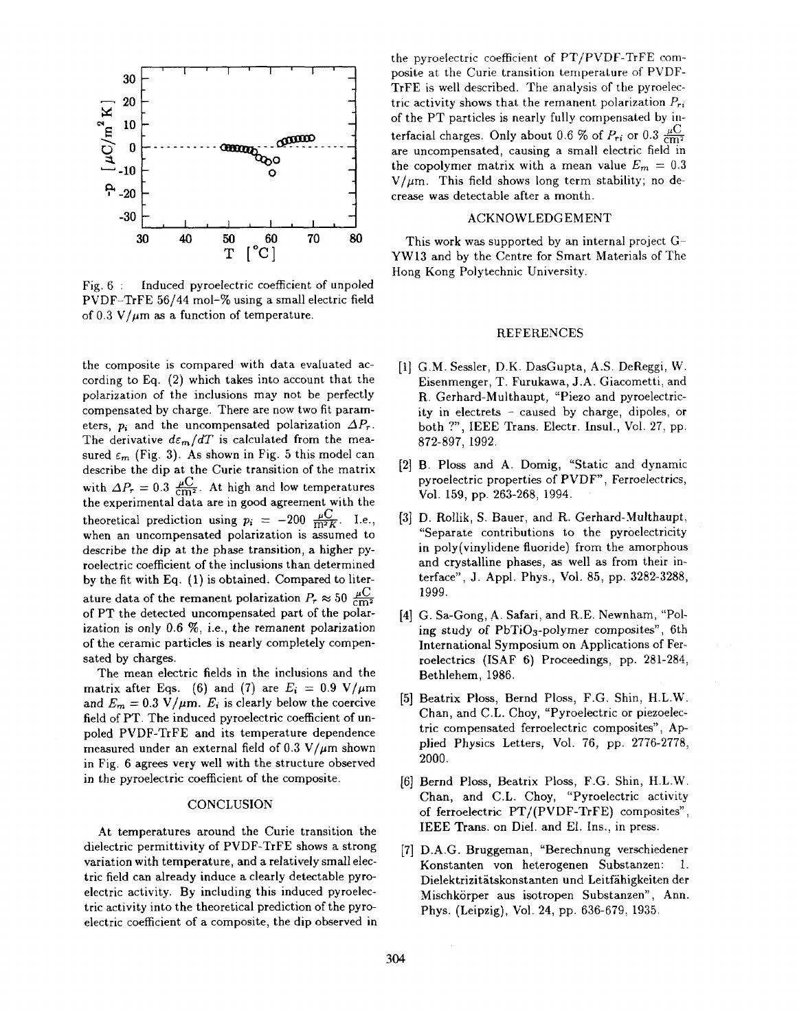30
20
10
0
-10
-20
-30

$-p$ [$\mu$C/m$^2$K]

30 40 50 60 70 80

T [°C]

Fig. 6 : Induced pyroelectric coefficient of unpoled PVDF–TrFE 56/44 mol–% using a small electric field of 0.3 V/$\mu$m as a function of temperature.

the composite is compared with data evaluated according to Eq. (2) which takes into account that the polarization of the inclusions may not be perfectly compensated by charge. There are now two fit parameters, $p_i$ and the uncompensated polarization $\Delta P_r$. The derivative $d\varepsilon_m/dT$ is calculated from the measured $\varepsilon_m$ (Fig. 3). As shown in Fig. 5 this model can describe the dip at the Curie transition of the matrix with $\Delta P_r = 0.3\ \frac{\mu C}{cm^2}$. At high and low temperatures the experimental data are in good agreement with the theoretical prediction using $p_i = -200\ \frac{\mu C}{m^2 K}$. I.e., when an uncompensated polarization is assumed to describe the dip at the phase transition, a higher pyroelectric coefficient of the inclusions than determined by the fit with Eq. (1) is obtained. Compared to literature data of the remanent polarization $P_r \approx 50\ \frac{\mu C}{cm^2}$ of PT the detected uncompensated part of the polarization is only 0.6 %, i.e., the remanent polarization of the ceramic particles is nearly completely compensated by charges.

The mean electric fields in the inclusions and the matrix after Eqs. (6) and (7) are $E_i = 0.9$ V/$\mu$m and $E_m = 0.3$ V/$\mu$m. $E_i$ is clearly below the coercive field of PT. The induced pyroelectric coefficient of unpoled PVDF-TrFE and its temperature dependence measured under an external field of 0.3 V/$\mu$m shown in Fig. 6 agrees very well with the structure observed in the pyroelectric coefficient of the composite.

## CONCLUSION

At temperatures around the Curie transition the dielectric permittivity of PVDF-TrFE shows a strong variation with temperature, and a relatively small electric field can already induce a clearly detectable pyroelectric activity. By including this induced pyroelectric activity into the theoretical prediction of the pyroelectric coefficient of a composite, the dip observed in the pyroelectric coefficient of PT/PVDF-TrFE composite at the Curie transition temperature of PVDF-TrFE is well described. The analysis of the pyroelectric activity shows that the remanent polarization $P_{ri}$ of the PT particles is nearly fully compensated by interfacial charges. Only about 0.6 % of $P_{ri}$ or 0.3 $\frac{\mu C}{cm^2}$ are uncompensated, causing a small electric field in the copolymer matrix with a mean value $E_m = 0.3$ V/$\mu$m. This field shows long term stability; no decrease was detectable after a month.

## ACKNOWLEDGEMENT

This work was supported by an internal project G-YW13 and by the Centre for Smart Materials of The Hong Kong Polytechnic University.

## REFERENCES

[1] G.M. Sessler, D.K. DasGupta, A.S. DeReggi, W. Eisenmenger, T. Furukawa, J.A. Giacometti, and R. Gerhard-Multhaupt, "Piezo and pyroelectricity in electrets – caused by charge, dipoles, or both ?", IEEE Trans. Electr. Insul., Vol. 27, pp. 872-897, 1992.

[2] B. Ploss and A. Domig, "Static and dynamic pyroelectric properties of PVDF", Ferroelectrics, Vol. 159, pp. 263-268, 1994.

[3] D. Rollik, S. Bauer, and R. Gerhard-Multhaupt, "Separate contributions to the pyroelectricity in poly(vinylidene fluoride) from the amorphous and crystalline phases, as well as from their interface", J. Appl. Phys., Vol. 85, pp. 3282-3288, 1999.

[4] G. Sa-Gong, A. Safari, and R.E. Newnham, "Poling study of $PbTiO_3$-polymer composites", 6th International Symposium on Applications of Ferroelectrics (ISAF 6) Proceedings, pp. 281-284, Bethlehem, 1986.

[5] Beatrix Ploss, Bernd Ploss, F.G. Shin, H.L.W. Chan, and C.L. Choy, "Pyroelectric or piezoelectric compensated ferroelectric composites", Applied Physics Letters, Vol. 76, pp. 2776-2778, 2000.

[6] Bernd Ploss, Beatrix Ploss, F.G. Shin, H.L.W. Chan, and C.L. Choy, "Pyroelectric activity of ferroelectric PT/(PVDF-TrFE) composites", IEEE Trans. on Diel. and El. Ins., in press.

[7] D.A.G. Bruggeman, "Berechnung verschiedener Konstanten von heterogenen Substanzen: I. Dielektrizitätskonstanten und Leitfähigkeiten der Mischkörper aus isotropen Substanzen", Ann. Phys. (Leipzig), Vol. 24, pp. 636-679, 1935.